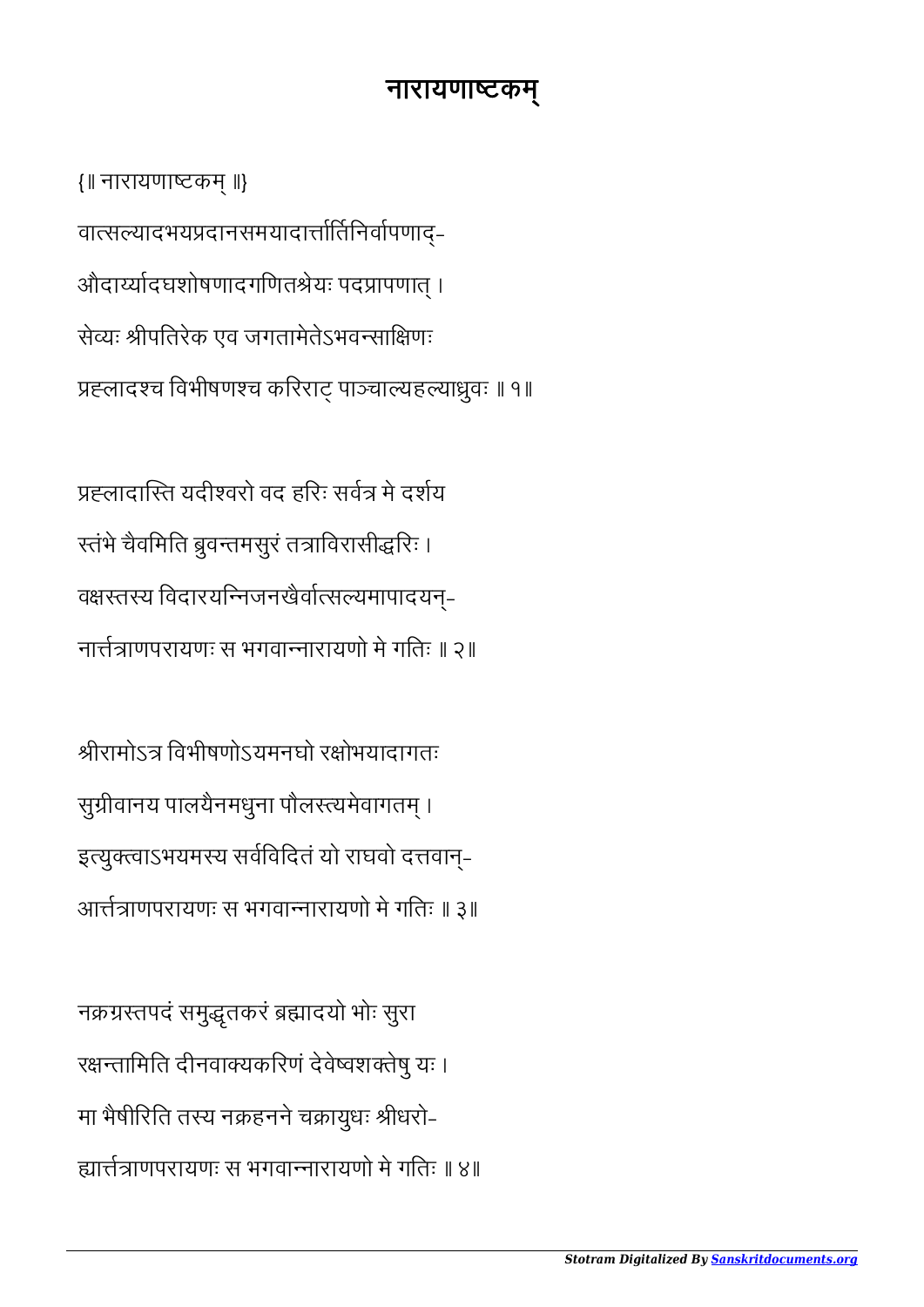# नारायणाष्टकम्

{॥ नारायणाष्टकम् ॥}

वात्सल्यादभयप्रदानसमयादार्त्तार्तिनिर्वापणाद्-
औदार्य्यादघशोषणादगणितश्रेयः पदप्रापणात् ।
सेव्यः श्रीपतिरेक एव जगतामेतेऽभवन्साक्षिणः
प्रह्लादश्च विभीषणश्च करिराट् पाञ्चाल्यहल्याध्रुवः ॥ १॥

प्रह्लादास्ति यदीश्वरो वद हरिः सर्वत्र मे दर्शय
स्तंभे चैवमिति ब्रुवन्तमसुरं तत्राविरासीद्धरिः ।
वक्षस्तस्य विदारयन्निजनखैर्वात्सल्यमापादयन्-
नार्त्तत्राणपरायणः स भगवान्नारायणो मे गतिः ॥ २॥

श्रीरामोऽत्र विभीषणोऽयमनघो रक्षोभयादागतः
सुग्रीवानय पालयैनमधुना पौलस्त्यमेवागतम् ।
इत्युक्त्वाऽभयमस्य सर्वविदितं यो राघवो दत्तवान्-
आर्त्तत्राणपरायणः स भगवान्नारायणो मे गतिः ॥ ३॥

नक्रग्रस्तपदं समुद्धृतकरं ब्रह्मादयो भोः सुरा
रक्षन्तामिति दीनवाक्यकरिणं देवेष्वशक्तेषु यः ।
मा भैषीरिति तस्य नक्रहनने चक्रायुधः श्रीधरो-
ह्यार्त्तत्राणपरायणः स भगवान्नारायणो मे गतिः ॥ ४॥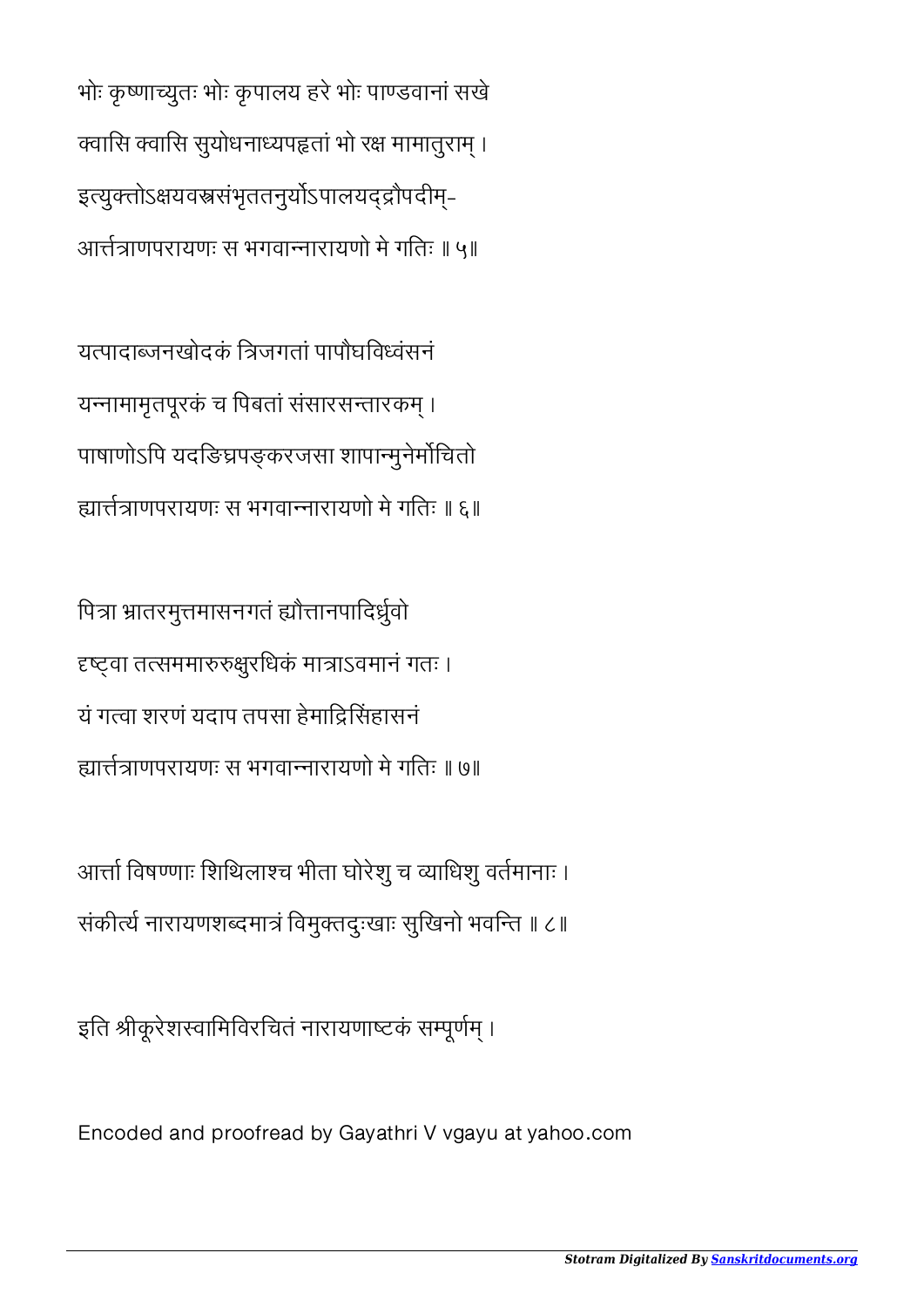भोः कृष्णाच्युतः भोः कृपालय हरे भोः पाण्डवानां सखे
क्वासि क्वासि सुयोधनाध्यपहृतां भो रक्ष मामातुराम् ।
इत्युक्तोऽक्षयवस्त्रसंभृततनुर्योऽपालयद्द्रौपदीम्-
आर्त्तत्राणपरायणः स भगवान्नारायणो मे गतिः ॥ ५॥

यत्पादाब्जनखोदकं त्रिजगतां पापौघविध्वंसनं
यन्नामामृतपूरकं च पिबतां संसारसन्तारकम् ।
पाषाणोऽपि यदङ्घ्रिपङ्करजसा शापान्मुनेर्मोचितो
ह्यार्त्तत्राणपरायणः स भगवान्नारायणो मे गतिः ॥ ६॥

पित्रा भ्रातरमुत्तमासनगतं ह्यौत्तानपादिर्ध्रुवो
दृष्ट्वा तत्सममारुरुक्षुरधिकं मात्राऽवमानं गतः ।
यं गत्वा शरणं यदाप तपसा हेमाद्रिसिंहासनं
ह्यार्त्तत्राणपरायणः स भगवान्नारायणो मे गतिः ॥ ७॥

आर्त्ता विषण्णाः शिथिलाश्च भीता घोरेशु च व्याधिशु वर्तमानाः ।
संकीर्त्य नारायणशब्दमात्रं विमुक्तदुःखाः सुखिनो भवन्ति ॥ ८॥

इति श्रीकूरेशस्वामिविरचितं नारायणाष्टकं सम्पूर्णम् ।

Encoded and proofread by Gayathri V vgayu at yahoo.com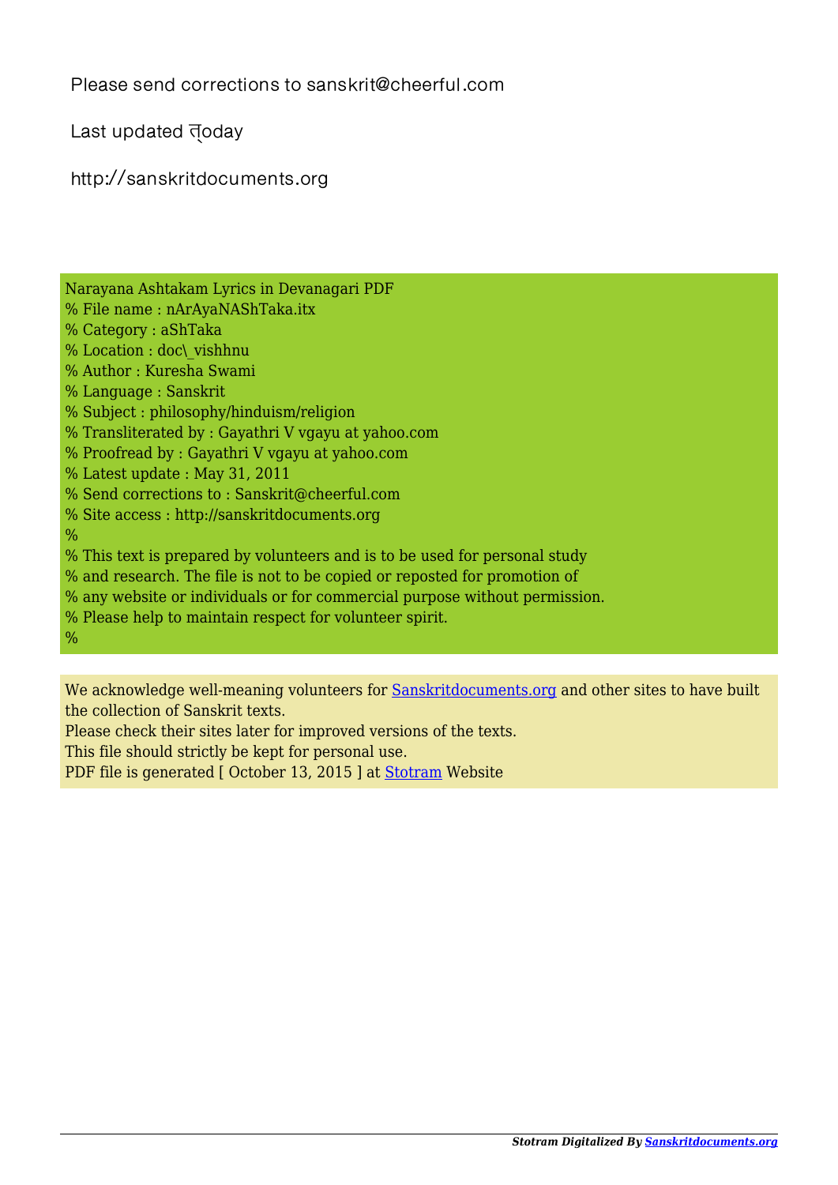Please send corrections to sanskrit@cheerful.com

Last updated त्oday

http://sanskritdocuments.org

Narayana Ashtakam Lyrics in Devanagari PDF
% File name : nArAyaNAShTaka.itx
% Category : aShTaka
% Location : doc\_vishhnu
% Author : Kuresha Swami
% Language : Sanskrit
% Subject : philosophy/hinduism/religion
% Transliterated by : Gayathri V vgayu at yahoo.com
% Proofread by : Gayathri V vgayu at yahoo.com
% Latest update : May 31, 2011
% Send corrections to : Sanskrit@cheerful.com
% Site access : http://sanskritdocuments.org
%
% This text is prepared by volunteers and is to be used for personal study
% and research. The file is not to be copied or reposted for promotion of
% any website or individuals or for commercial purpose without permission.
% Please help to maintain respect for volunteer spirit.
%

We acknowledge well-meaning volunteers for Sanskritdocuments.org and other sites to have built the collection of Sanskrit texts.
Please check their sites later for improved versions of the texts.
This file should strictly be kept for personal use.
PDF file is generated [ October 13, 2015 ] at Stotram Website